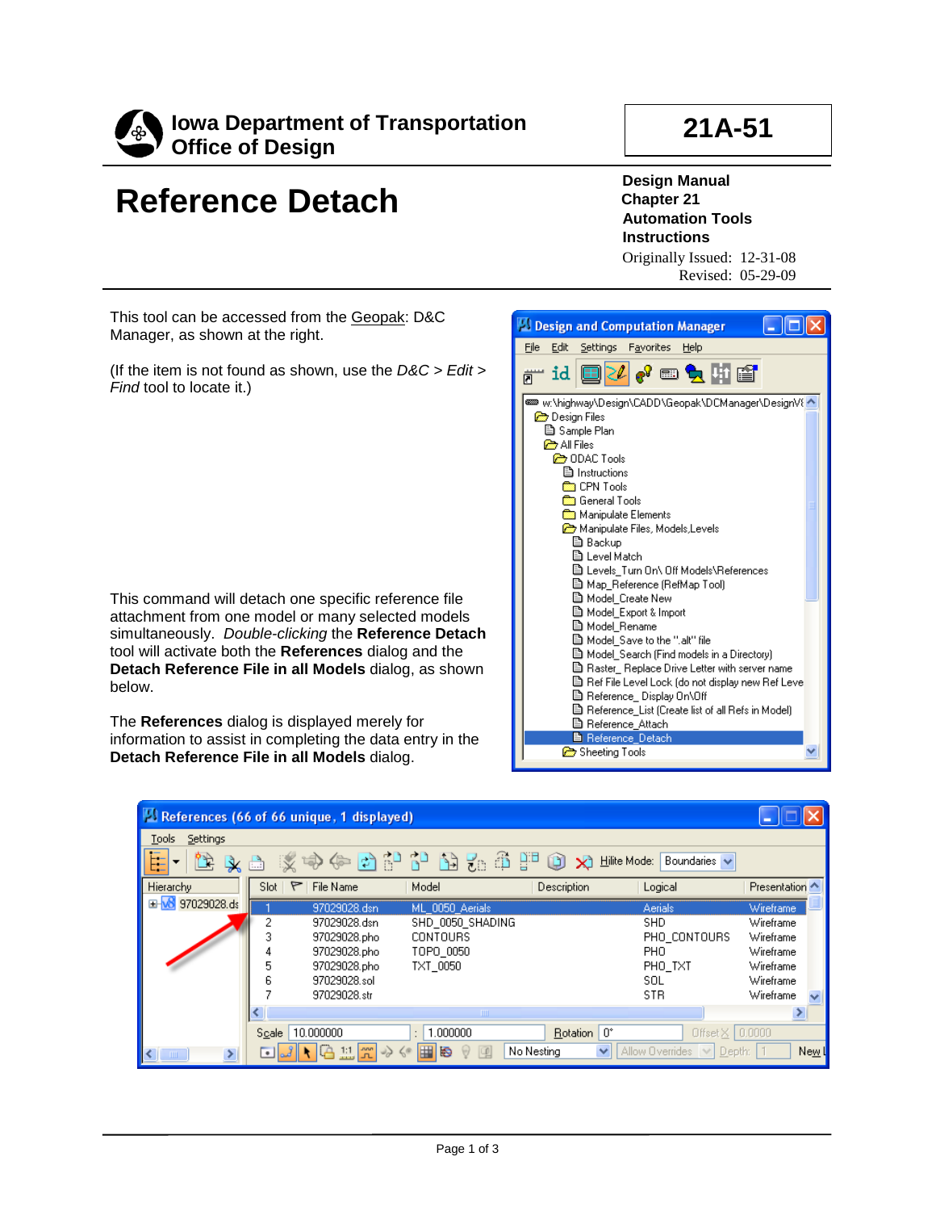**Iowa Department of Transportation**
**Office of Design**

**21A-51**

# Reference Detach

**Design Manual**
**Chapter 21**
**Automation Tools**
**Instructions**

Originally Issued: 12-31-08
Revised: 05-29-09

This tool can be accessed from the Geopak: D&C Manager, as shown at the right.

(If the item is not found as shown, use the *D&C > Edit > Find* tool to locate it.)

This command will detach one specific reference file attachment from one model or many selected models simultaneously. *Double-clicking* the **Reference Detach** tool will activate both the **References** dialog and the **Detach Reference File in all Models** dialog, as shown below.

The **References** dialog is displayed merely for information to assist in completing the data entry in the **Detach Reference File in all Models** dialog.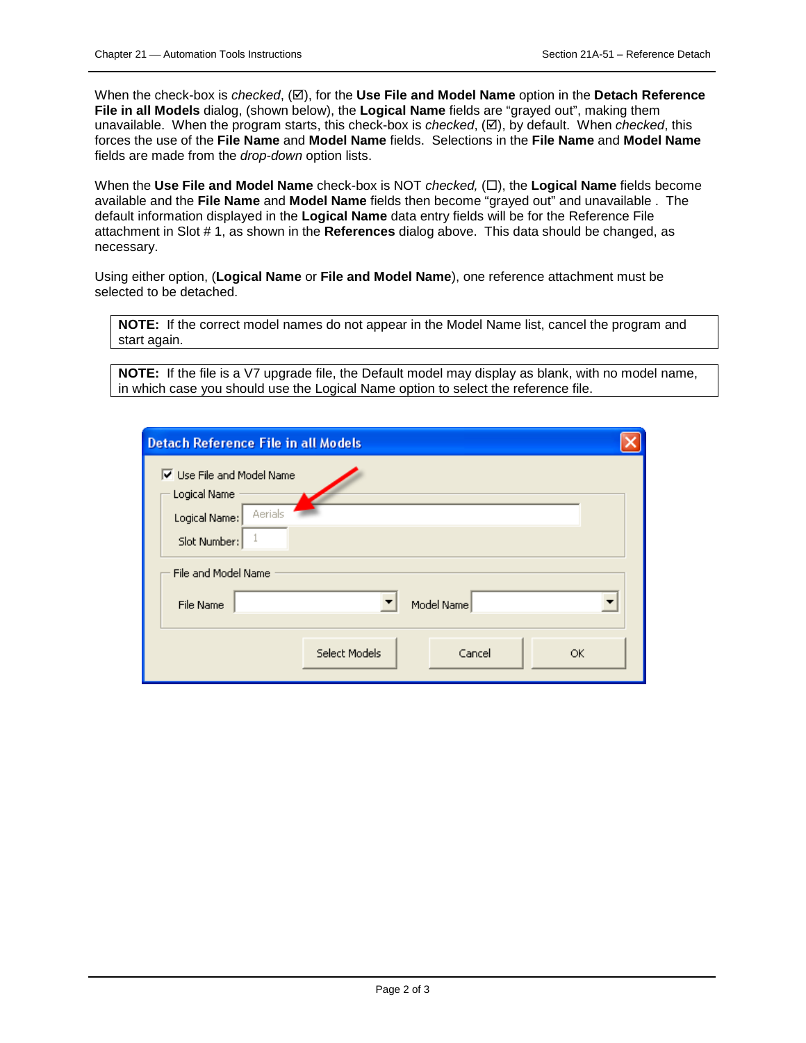When the check-box is *checked*, (☑), for the **Use File and Model Name** option in the **Detach Reference File in all Models** dialog, (shown below), the **Logical Name** fields are "grayed out", making them unavailable. When the program starts, this check-box is *checked*, (☑), by default. When *checked*, this forces the use of the **File Name** and **Model Name** fields. Selections in the **File Name** and **Model Name** fields are made from the *drop-down* option lists.

When the **Use File and Model Name** check-box is NOT *checked,* (☐), the **Logical Name** fields become available and the **File Name** and **Model Name** fields then become "grayed out" and unavailable . The default information displayed in the **Logical Name** data entry fields will be for the Reference File attachment in Slot # 1, as shown in the **References** dialog above. This data should be changed, as necessary.

Using either option, (**Logical Name** or **File and Model Name**), one reference attachment must be selected to be detached.

> **NOTE:** If the correct model names do not appear in the Model Name list, cancel the program and start again.

> **NOTE:** If the file is a V7 upgrade file, the Default model may display as blank, with no model name, in which case you should use the Logical Name option to select the reference file.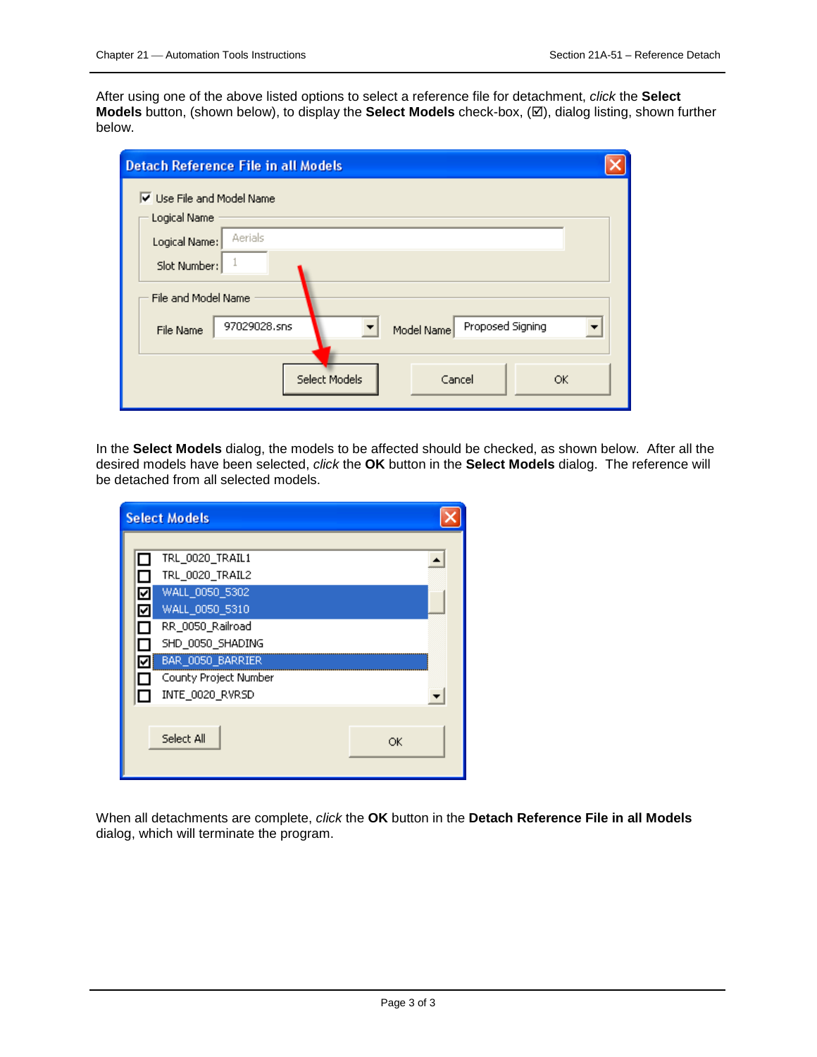After using one of the above listed options to select a reference file for detachment, *click* the **Select Models** button, (shown below), to display the **Select Models** check-box, (☑), dialog listing, shown further below.

In the **Select Models** dialog, the models to be affected should be checked, as shown below. After all the desired models have been selected, *click* the **OK** button in the **Select Models** dialog. The reference will be detached from all selected models.

When all detachments are complete, *click* the **OK** button in the **Detach Reference File in all Models** dialog, which will terminate the program.